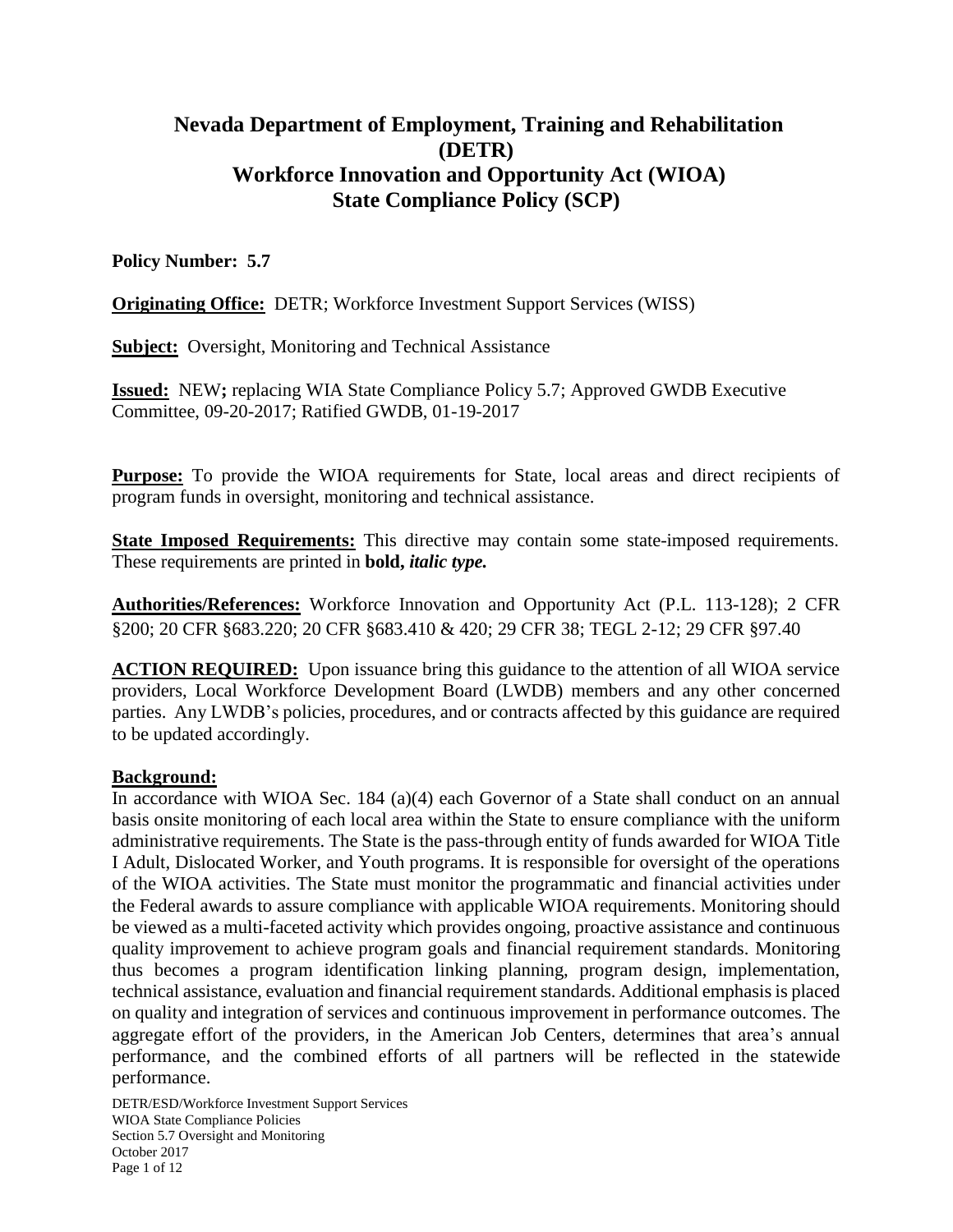# Nevada Department of Employment, Training and Rehabilitation (DETR)
# Workforce Innovation and Opportunity Act (WIOA)
# State Compliance Policy (SCP)

**Policy Number: 5.7**

**Originating Office:** DETR; Workforce Investment Support Services (WISS)

**Subject:** Oversight, Monitoring and Technical Assistance

**Issued:** NEW**;** replacing WIA State Compliance Policy 5.7; Approved GWDB Executive Committee, 09-20-2017; Ratified GWDB, 01-19-2017

**Purpose:** To provide the WIOA requirements for State, local areas and direct recipients of program funds in oversight, monitoring and technical assistance.

**State Imposed Requirements:** This directive may contain some state-imposed requirements. These requirements are printed in **bold,** ***italic type.***

**Authorities/References:** Workforce Innovation and Opportunity Act (P.L. 113-128); 2 CFR §200; 20 CFR §683.220; 20 CFR §683.410 & 420; 29 CFR 38; TEGL 2-12; 29 CFR §97.40

**ACTION REQUIRED:** Upon issuance bring this guidance to the attention of all WIOA service providers, Local Workforce Development Board (LWDB) members and any other concerned parties. Any LWDB's policies, procedures, and or contracts affected by this guidance are required to be updated accordingly.

**Background:**

In accordance with WIOA Sec. 184 (a)(4) each Governor of a State shall conduct on an annual basis onsite monitoring of each local area within the State to ensure compliance with the uniform administrative requirements. The State is the pass-through entity of funds awarded for WIOA Title I Adult, Dislocated Worker, and Youth programs. It is responsible for oversight of the operations of the WIOA activities. The State must monitor the programmatic and financial activities under the Federal awards to assure compliance with applicable WIOA requirements. Monitoring should be viewed as a multi-faceted activity which provides ongoing, proactive assistance and continuous quality improvement to achieve program goals and financial requirement standards. Monitoring thus becomes a program identification linking planning, program design, implementation, technical assistance, evaluation and financial requirement standards. Additional emphasis is placed on quality and integration of services and continuous improvement in performance outcomes. The aggregate effort of the providers, in the American Job Centers, determines that area's annual performance, and the combined efforts of all partners will be reflected in the statewide performance.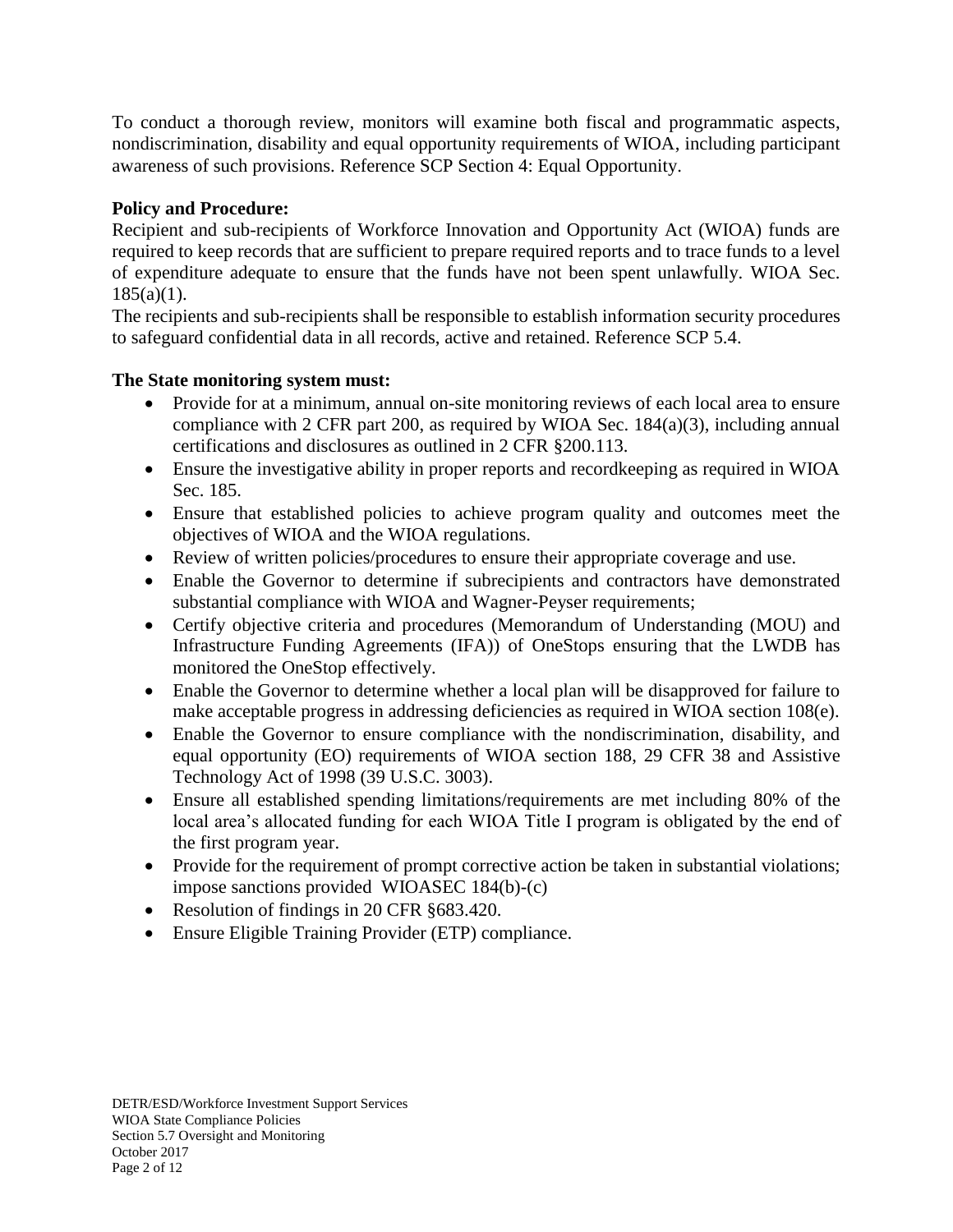To conduct a thorough review, monitors will examine both fiscal and programmatic aspects, nondiscrimination, disability and equal opportunity requirements of WIOA, including participant awareness of such provisions. Reference SCP Section 4: Equal Opportunity.

**Policy and Procedure:**

Recipient and sub-recipients of Workforce Innovation and Opportunity Act (WIOA) funds are required to keep records that are sufficient to prepare required reports and to trace funds to a level of expenditure adequate to ensure that the funds have not been spent unlawfully. WIOA Sec. 185(a)(1).

The recipients and sub-recipients shall be responsible to establish information security procedures to safeguard confidential data in all records, active and retained. Reference SCP 5.4.

**The State monitoring system must:**

- Provide for at a minimum, annual on-site monitoring reviews of each local area to ensure compliance with 2 CFR part 200, as required by WIOA Sec. 184(a)(3), including annual certifications and disclosures as outlined in 2 CFR §200.113.
- Ensure the investigative ability in proper reports and recordkeeping as required in WIOA Sec. 185.
- Ensure that established policies to achieve program quality and outcomes meet the objectives of WIOA and the WIOA regulations.
- Review of written policies/procedures to ensure their appropriate coverage and use.
- Enable the Governor to determine if subrecipients and contractors have demonstrated substantial compliance with WIOA and Wagner-Peyser requirements;
- Certify objective criteria and procedures (Memorandum of Understanding (MOU) and Infrastructure Funding Agreements (IFA)) of OneStops ensuring that the LWDB has monitored the OneStop effectively.
- Enable the Governor to determine whether a local plan will be disapproved for failure to make acceptable progress in addressing deficiencies as required in WIOA section 108(e).
- Enable the Governor to ensure compliance with the nondiscrimination, disability, and equal opportunity (EO) requirements of WIOA section 188, 29 CFR 38 and Assistive Technology Act of 1998 (39 U.S.C. 3003).
- Ensure all established spending limitations/requirements are met including 80% of the local area's allocated funding for each WIOA Title I program is obligated by the end of the first program year.
- Provide for the requirement of prompt corrective action be taken in substantial violations; impose sanctions provided WIOASEC 184(b)-(c)
- Resolution of findings in 20 CFR §683.420.
- Ensure Eligible Training Provider (ETP) compliance.

DETR/ESD/Workforce Investment Support Services
WIOA State Compliance Policies
Section 5.7 Oversight and Monitoring
October 2017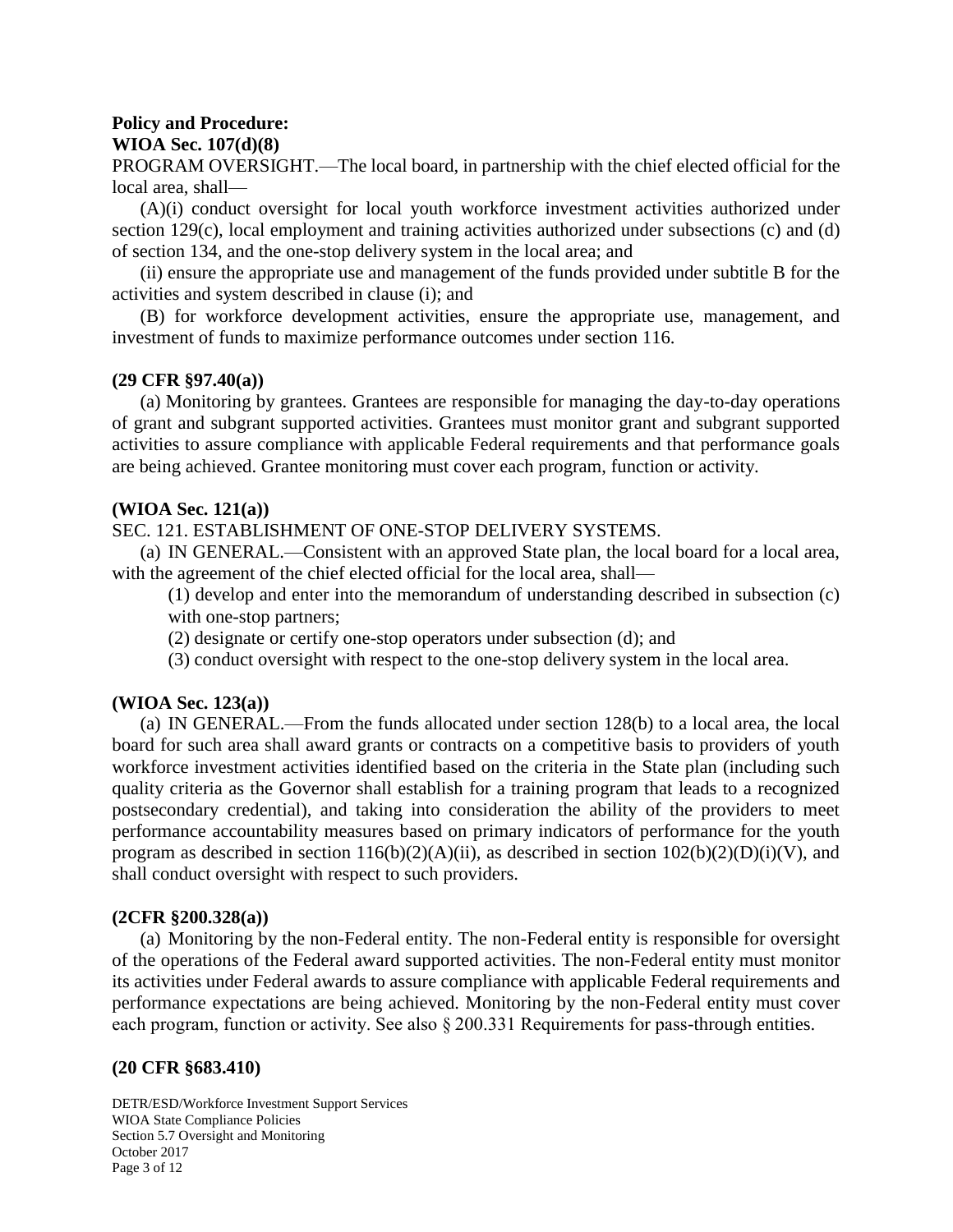**Policy and Procedure:**
**WIOA Sec. 107(d)(8)**

PROGRAM OVERSIGHT.—The local board, in partnership with the chief elected official for the local area, shall—

(A)(i) conduct oversight for local youth workforce investment activities authorized under section 129(c), local employment and training activities authorized under subsections (c) and (d) of section 134, and the one-stop delivery system in the local area; and

(ii) ensure the appropriate use and management of the funds provided under subtitle B for the activities and system described in clause (i); and

(B) for workforce development activities, ensure the appropriate use, management, and investment of funds to maximize performance outcomes under section 116.

**(29 CFR §97.40(a))**

(a) Monitoring by grantees. Grantees are responsible for managing the day-to-day operations of grant and subgrant supported activities. Grantees must monitor grant and subgrant supported activities to assure compliance with applicable Federal requirements and that performance goals are being achieved. Grantee monitoring must cover each program, function or activity.

**(WIOA Sec. 121(a))**

SEC. 121. ESTABLISHMENT OF ONE-STOP DELIVERY SYSTEMS.

(a) IN GENERAL.—Consistent with an approved State plan, the local board for a local area, with the agreement of the chief elected official for the local area, shall—

(1) develop and enter into the memorandum of understanding described in subsection (c) with one-stop partners;

(2) designate or certify one-stop operators under subsection (d); and

(3) conduct oversight with respect to the one-stop delivery system in the local area.

**(WIOA Sec. 123(a))**

(a) IN GENERAL.—From the funds allocated under section 128(b) to a local area, the local board for such area shall award grants or contracts on a competitive basis to providers of youth workforce investment activities identified based on the criteria in the State plan (including such quality criteria as the Governor shall establish for a training program that leads to a recognized postsecondary credential), and taking into consideration the ability of the providers to meet performance accountability measures based on primary indicators of performance for the youth program as described in section 116(b)(2)(A)(ii), as described in section 102(b)(2)(D)(i)(V), and shall conduct oversight with respect to such providers.

**(2CFR §200.328(a))**

(a) Monitoring by the non-Federal entity. The non-Federal entity is responsible for oversight of the operations of the Federal award supported activities. The non-Federal entity must monitor its activities under Federal awards to assure compliance with applicable Federal requirements and performance expectations are being achieved. Monitoring by the non-Federal entity must cover each program, function or activity. See also § 200.331 Requirements for pass-through entities.

**(20 CFR §683.410)**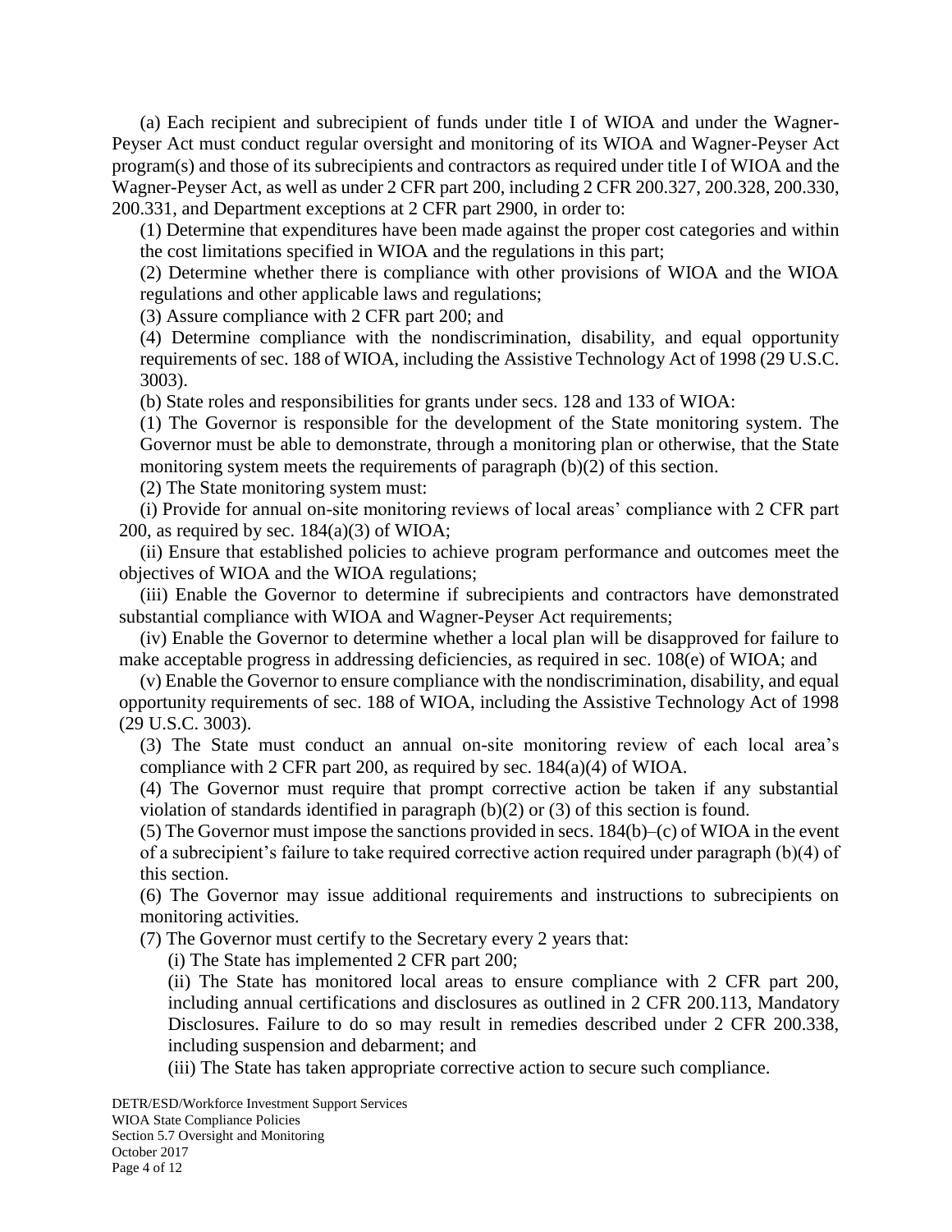(a) Each recipient and subrecipient of funds under title I of WIOA and under the Wagner-Peyser Act must conduct regular oversight and monitoring of its WIOA and Wagner-Peyser Act program(s) and those of its subrecipients and contractors as required under title I of WIOA and the Wagner-Peyser Act, as well as under 2 CFR part 200, including 2 CFR 200.327, 200.328, 200.330, 200.331, and Department exceptions at 2 CFR part 2900, in order to:

(1) Determine that expenditures have been made against the proper cost categories and within the cost limitations specified in WIOA and the regulations in this part;

(2) Determine whether there is compliance with other provisions of WIOA and the WIOA regulations and other applicable laws and regulations;

(3) Assure compliance with 2 CFR part 200; and

(4) Determine compliance with the nondiscrimination, disability, and equal opportunity requirements of sec. 188 of WIOA, including the Assistive Technology Act of 1998 (29 U.S.C. 3003).

(b) State roles and responsibilities for grants under secs. 128 and 133 of WIOA:

(1) The Governor is responsible for the development of the State monitoring system. The Governor must be able to demonstrate, through a monitoring plan or otherwise, that the State monitoring system meets the requirements of paragraph (b)(2) of this section.

(2) The State monitoring system must:

(i) Provide for annual on-site monitoring reviews of local areas' compliance with 2 CFR part 200, as required by sec. 184(a)(3) of WIOA;

(ii) Ensure that established policies to achieve program performance and outcomes meet the objectives of WIOA and the WIOA regulations;

(iii) Enable the Governor to determine if subrecipients and contractors have demonstrated substantial compliance with WIOA and Wagner-Peyser Act requirements;

(iv) Enable the Governor to determine whether a local plan will be disapproved for failure to make acceptable progress in addressing deficiencies, as required in sec. 108(e) of WIOA; and

(v) Enable the Governor to ensure compliance with the nondiscrimination, disability, and equal opportunity requirements of sec. 188 of WIOA, including the Assistive Technology Act of 1998 (29 U.S.C. 3003).

(3) The State must conduct an annual on-site monitoring review of each local area's compliance with 2 CFR part 200, as required by sec. 184(a)(4) of WIOA.

(4) The Governor must require that prompt corrective action be taken if any substantial violation of standards identified in paragraph (b)(2) or (3) of this section is found.

(5) The Governor must impose the sanctions provided in secs. 184(b)–(c) of WIOA in the event of a subrecipient's failure to take required corrective action required under paragraph (b)(4) of this section.

(6) The Governor may issue additional requirements and instructions to subrecipients on monitoring activities.

(7) The Governor must certify to the Secretary every 2 years that:

(i) The State has implemented 2 CFR part 200;

(ii) The State has monitored local areas to ensure compliance with 2 CFR part 200, including annual certifications and disclosures as outlined in 2 CFR 200.113, Mandatory Disclosures. Failure to do so may result in remedies described under 2 CFR 200.338, including suspension and debarment; and

(iii) The State has taken appropriate corrective action to secure such compliance.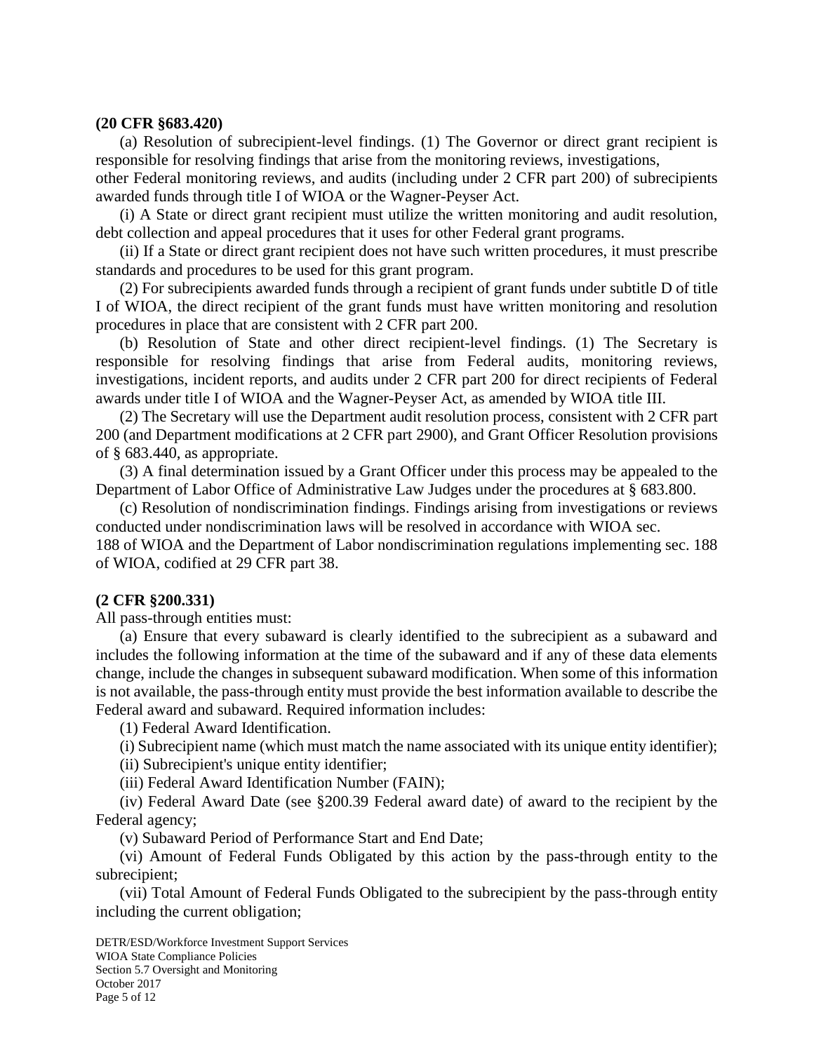**(20 CFR §683.420)**

(a) Resolution of subrecipient-level findings. (1) The Governor or direct grant recipient is responsible for resolving findings that arise from the monitoring reviews, investigations, other Federal monitoring reviews, and audits (including under 2 CFR part 200) of subrecipients awarded funds through title I of WIOA or the Wagner-Peyser Act.

(i) A State or direct grant recipient must utilize the written monitoring and audit resolution, debt collection and appeal procedures that it uses for other Federal grant programs.

(ii) If a State or direct grant recipient does not have such written procedures, it must prescribe standards and procedures to be used for this grant program.

(2) For subrecipients awarded funds through a recipient of grant funds under subtitle D of title I of WIOA, the direct recipient of the grant funds must have written monitoring and resolution procedures in place that are consistent with 2 CFR part 200.

(b) Resolution of State and other direct recipient-level findings. (1) The Secretary is responsible for resolving findings that arise from Federal audits, monitoring reviews, investigations, incident reports, and audits under 2 CFR part 200 for direct recipients of Federal awards under title I of WIOA and the Wagner-Peyser Act, as amended by WIOA title III.

(2) The Secretary will use the Department audit resolution process, consistent with 2 CFR part 200 (and Department modifications at 2 CFR part 2900), and Grant Officer Resolution provisions of § 683.440, as appropriate.

(3) A final determination issued by a Grant Officer under this process may be appealed to the Department of Labor Office of Administrative Law Judges under the procedures at § 683.800.

(c) Resolution of nondiscrimination findings. Findings arising from investigations or reviews conducted under nondiscrimination laws will be resolved in accordance with WIOA sec. 188 of WIOA and the Department of Labor nondiscrimination regulations implementing sec. 188 of WIOA, codified at 29 CFR part 38.

**(2 CFR §200.331)**

All pass-through entities must:

(a) Ensure that every subaward is clearly identified to the subrecipient as a subaward and includes the following information at the time of the subaward and if any of these data elements change, include the changes in subsequent subaward modification. When some of this information is not available, the pass-through entity must provide the best information available to describe the Federal award and subaward. Required information includes:

(1) Federal Award Identification.

(i) Subrecipient name (which must match the name associated with its unique entity identifier);

(ii) Subrecipient's unique entity identifier;

(iii) Federal Award Identification Number (FAIN);

(iv) Federal Award Date (see §200.39 Federal award date) of award to the recipient by the Federal agency;

(v) Subaward Period of Performance Start and End Date;

(vi) Amount of Federal Funds Obligated by this action by the pass-through entity to the subrecipient;

(vii) Total Amount of Federal Funds Obligated to the subrecipient by the pass-through entity including the current obligation;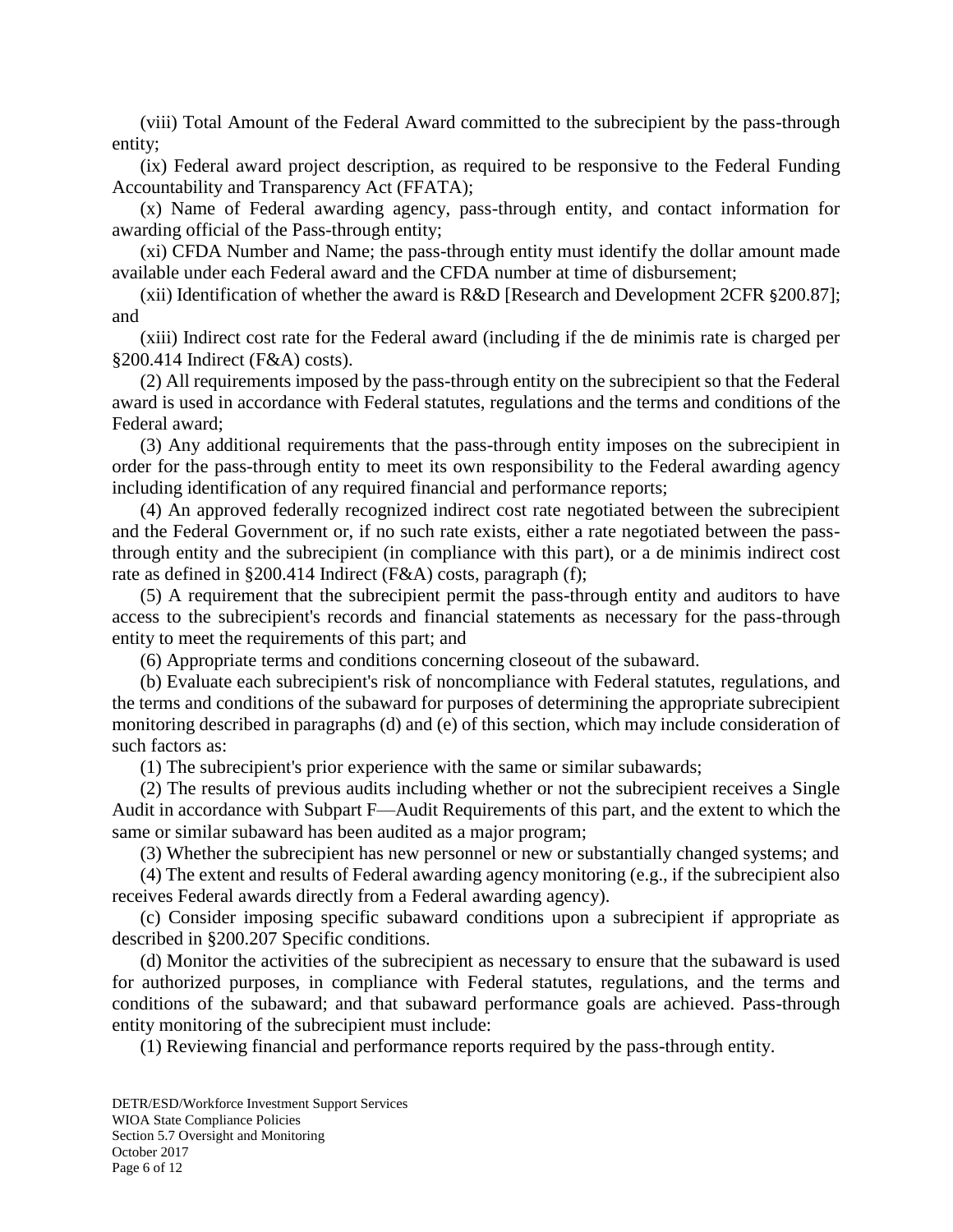(viii) Total Amount of the Federal Award committed to the subrecipient by the pass-through entity;

(ix) Federal award project description, as required to be responsive to the Federal Funding Accountability and Transparency Act (FFATA);

(x) Name of Federal awarding agency, pass-through entity, and contact information for awarding official of the Pass-through entity;

(xi) CFDA Number and Name; the pass-through entity must identify the dollar amount made available under each Federal award and the CFDA number at time of disbursement;

(xii) Identification of whether the award is R&D [Research and Development 2CFR §200.87]; and

(xiii) Indirect cost rate for the Federal award (including if the de minimis rate is charged per §200.414 Indirect (F&A) costs).

(2) All requirements imposed by the pass-through entity on the subrecipient so that the Federal award is used in accordance with Federal statutes, regulations and the terms and conditions of the Federal award;

(3) Any additional requirements that the pass-through entity imposes on the subrecipient in order for the pass-through entity to meet its own responsibility to the Federal awarding agency including identification of any required financial and performance reports;

(4) An approved federally recognized indirect cost rate negotiated between the subrecipient and the Federal Government or, if no such rate exists, either a rate negotiated between the pass-through entity and the subrecipient (in compliance with this part), or a de minimis indirect cost rate as defined in §200.414 Indirect (F&A) costs, paragraph (f);

(5) A requirement that the subrecipient permit the pass-through entity and auditors to have access to the subrecipient's records and financial statements as necessary for the pass-through entity to meet the requirements of this part; and

(6) Appropriate terms and conditions concerning closeout of the subaward.

(b) Evaluate each subrecipient's risk of noncompliance with Federal statutes, regulations, and the terms and conditions of the subaward for purposes of determining the appropriate subrecipient monitoring described in paragraphs (d) and (e) of this section, which may include consideration of such factors as:

(1) The subrecipient's prior experience with the same or similar subawards;

(2) The results of previous audits including whether or not the subrecipient receives a Single Audit in accordance with Subpart F—Audit Requirements of this part, and the extent to which the same or similar subaward has been audited as a major program;

(3) Whether the subrecipient has new personnel or new or substantially changed systems; and

(4) The extent and results of Federal awarding agency monitoring (e.g., if the subrecipient also receives Federal awards directly from a Federal awarding agency).

(c) Consider imposing specific subaward conditions upon a subrecipient if appropriate as described in §200.207 Specific conditions.

(d) Monitor the activities of the subrecipient as necessary to ensure that the subaward is used for authorized purposes, in compliance with Federal statutes, regulations, and the terms and conditions of the subaward; and that subaward performance goals are achieved. Pass-through entity monitoring of the subrecipient must include:

(1) Reviewing financial and performance reports required by the pass-through entity.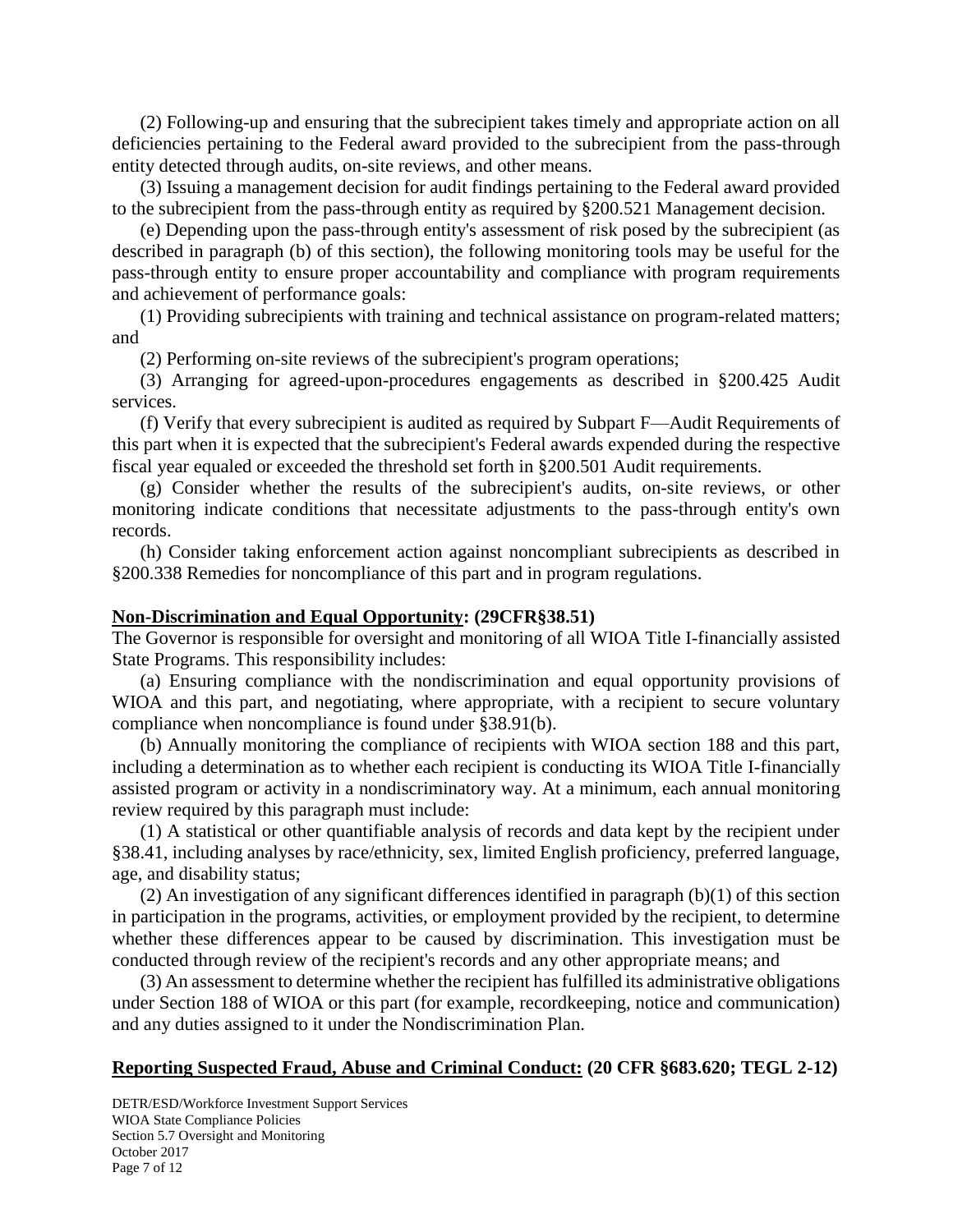(2) Following-up and ensuring that the subrecipient takes timely and appropriate action on all deficiencies pertaining to the Federal award provided to the subrecipient from the pass-through entity detected through audits, on-site reviews, and other means.

(3) Issuing a management decision for audit findings pertaining to the Federal award provided to the subrecipient from the pass-through entity as required by §200.521 Management decision.

(e) Depending upon the pass-through entity's assessment of risk posed by the subrecipient (as described in paragraph (b) of this section), the following monitoring tools may be useful for the pass-through entity to ensure proper accountability and compliance with program requirements and achievement of performance goals:

(1) Providing subrecipients with training and technical assistance on program-related matters; and

(2) Performing on-site reviews of the subrecipient's program operations;

(3) Arranging for agreed-upon-procedures engagements as described in §200.425 Audit services.

(f) Verify that every subrecipient is audited as required by Subpart F—Audit Requirements of this part when it is expected that the subrecipient's Federal awards expended during the respective fiscal year equaled or exceeded the threshold set forth in §200.501 Audit requirements.

(g) Consider whether the results of the subrecipient's audits, on-site reviews, or other monitoring indicate conditions that necessitate adjustments to the pass-through entity's own records.

(h) Consider taking enforcement action against noncompliant subrecipients as described in §200.338 Remedies for noncompliance of this part and in program regulations.

**<u>Non-Discrimination and Equal Opportunity</u>: (29CFR§38.51)**

The Governor is responsible for oversight and monitoring of all WIOA Title I-financially assisted State Programs. This responsibility includes:

(a) Ensuring compliance with the nondiscrimination and equal opportunity provisions of WIOA and this part, and negotiating, where appropriate, with a recipient to secure voluntary compliance when noncompliance is found under §38.91(b).

(b) Annually monitoring the compliance of recipients with WIOA section 188 and this part, including a determination as to whether each recipient is conducting its WIOA Title I-financially assisted program or activity in a nondiscriminatory way. At a minimum, each annual monitoring review required by this paragraph must include:

(1) A statistical or other quantifiable analysis of records and data kept by the recipient under §38.41, including analyses by race/ethnicity, sex, limited English proficiency, preferred language, age, and disability status;

(2) An investigation of any significant differences identified in paragraph (b)(1) of this section in participation in the programs, activities, or employment provided by the recipient, to determine whether these differences appear to be caused by discrimination. This investigation must be conducted through review of the recipient's records and any other appropriate means; and

(3) An assessment to determine whether the recipient has fulfilled its administrative obligations under Section 188 of WIOA or this part (for example, recordkeeping, notice and communication) and any duties assigned to it under the Nondiscrimination Plan.

**<u>Reporting Suspected Fraud, Abuse and Criminal Conduct:</u> (20 CFR §683.620; TEGL 2-12)**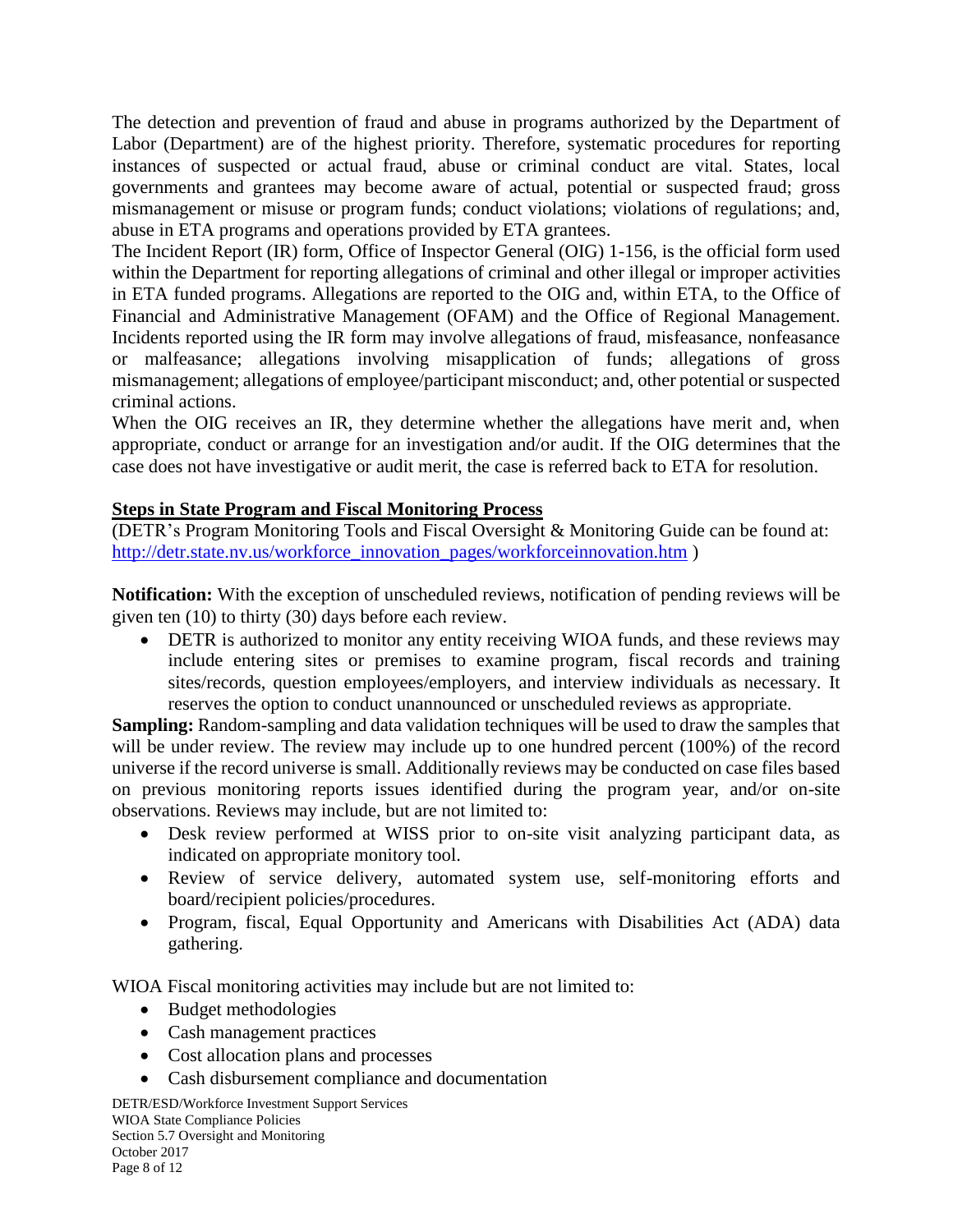The detection and prevention of fraud and abuse in programs authorized by the Department of Labor (Department) are of the highest priority. Therefore, systematic procedures for reporting instances of suspected or actual fraud, abuse or criminal conduct are vital. States, local governments and grantees may become aware of actual, potential or suspected fraud; gross mismanagement or misuse or program funds; conduct violations; violations of regulations; and, abuse in ETA programs and operations provided by ETA grantees.

The Incident Report (IR) form, Office of Inspector General (OIG) 1-156, is the official form used within the Department for reporting allegations of criminal and other illegal or improper activities in ETA funded programs. Allegations are reported to the OIG and, within ETA, to the Office of Financial and Administrative Management (OFAM) and the Office of Regional Management. Incidents reported using the IR form may involve allegations of fraud, misfeasance, nonfeasance or malfeasance; allegations involving misapplication of funds; allegations of gross mismanagement; allegations of employee/participant misconduct; and, other potential or suspected criminal actions.

When the OIG receives an IR, they determine whether the allegations have merit and, when appropriate, conduct or arrange for an investigation and/or audit. If the OIG determines that the case does not have investigative or audit merit, the case is referred back to ETA for resolution.

**Steps in State Program and Fiscal Monitoring Process**

(DETR's Program Monitoring Tools and Fiscal Oversight & Monitoring Guide can be found at: [http://detr.state.nv.us/workforce_innovation_pages/workforceinnovation.htm](http://detr.state.nv.us/workforce_innovation_pages/workforceinnovation.htm) )

**Notification:** With the exception of unscheduled reviews, notification of pending reviews will be given ten (10) to thirty (30) days before each review.

- DETR is authorized to monitor any entity receiving WIOA funds, and these reviews may include entering sites or premises to examine program, fiscal records and training sites/records, question employees/employers, and interview individuals as necessary. It reserves the option to conduct unannounced or unscheduled reviews as appropriate.

**Sampling:** Random-sampling and data validation techniques will be used to draw the samples that will be under review. The review may include up to one hundred percent (100%) of the record universe if the record universe is small. Additionally reviews may be conducted on case files based on previous monitoring reports issues identified during the program year, and/or on-site observations. Reviews may include, but are not limited to:

- Desk review performed at WISS prior to on-site visit analyzing participant data, as indicated on appropriate monitory tool.
- Review of service delivery, automated system use, self-monitoring efforts and board/recipient policies/procedures.
- Program, fiscal, Equal Opportunity and Americans with Disabilities Act (ADA) data gathering.

WIOA Fiscal monitoring activities may include but are not limited to:

- Budget methodologies
- Cash management practices
- Cost allocation plans and processes
- Cash disbursement compliance and documentation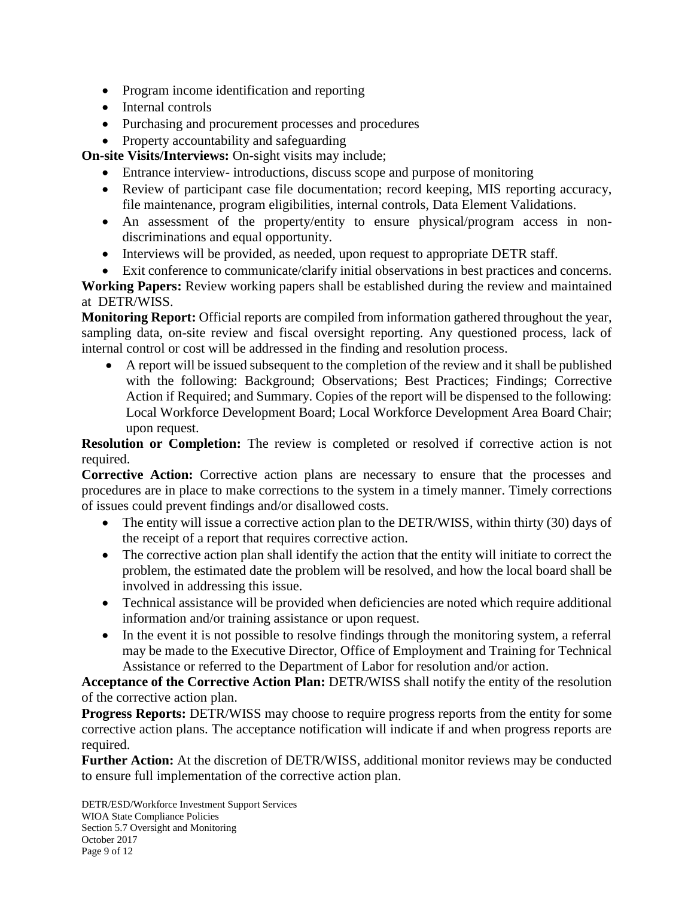- Program income identification and reporting
- Internal controls
- Purchasing and procurement processes and procedures
- Property accountability and safeguarding

**On-site Visits/Interviews:** On-sight visits may include;

- Entrance interview- introductions, discuss scope and purpose of monitoring
- Review of participant case file documentation; record keeping, MIS reporting accuracy, file maintenance, program eligibilities, internal controls, Data Element Validations.
- An assessment of the property/entity to ensure physical/program access in non-discriminations and equal opportunity.
- Interviews will be provided, as needed, upon request to appropriate DETR staff.
- Exit conference to communicate/clarify initial observations in best practices and concerns.

**Working Papers:** Review working papers shall be established during the review and maintained at DETR/WISS.

**Monitoring Report:** Official reports are compiled from information gathered throughout the year, sampling data, on-site review and fiscal oversight reporting. Any questioned process, lack of internal control or cost will be addressed in the finding and resolution process.

- A report will be issued subsequent to the completion of the review and it shall be published with the following: Background; Observations; Best Practices; Findings; Corrective Action if Required; and Summary. Copies of the report will be dispensed to the following: Local Workforce Development Board; Local Workforce Development Area Board Chair; upon request.

**Resolution or Completion:** The review is completed or resolved if corrective action is not required.

**Corrective Action:** Corrective action plans are necessary to ensure that the processes and procedures are in place to make corrections to the system in a timely manner. Timely corrections of issues could prevent findings and/or disallowed costs.

- The entity will issue a corrective action plan to the DETR/WISS, within thirty (30) days of the receipt of a report that requires corrective action.
- The corrective action plan shall identify the action that the entity will initiate to correct the problem, the estimated date the problem will be resolved, and how the local board shall be involved in addressing this issue.
- Technical assistance will be provided when deficiencies are noted which require additional information and/or training assistance or upon request.
- In the event it is not possible to resolve findings through the monitoring system, a referral may be made to the Executive Director, Office of Employment and Training for Technical Assistance or referred to the Department of Labor for resolution and/or action.

**Acceptance of the Corrective Action Plan:** DETR/WISS shall notify the entity of the resolution of the corrective action plan.

**Progress Reports:** DETR/WISS may choose to require progress reports from the entity for some corrective action plans. The acceptance notification will indicate if and when progress reports are required.

**Further Action:** At the discretion of DETR/WISS, additional monitor reviews may be conducted to ensure full implementation of the corrective action plan.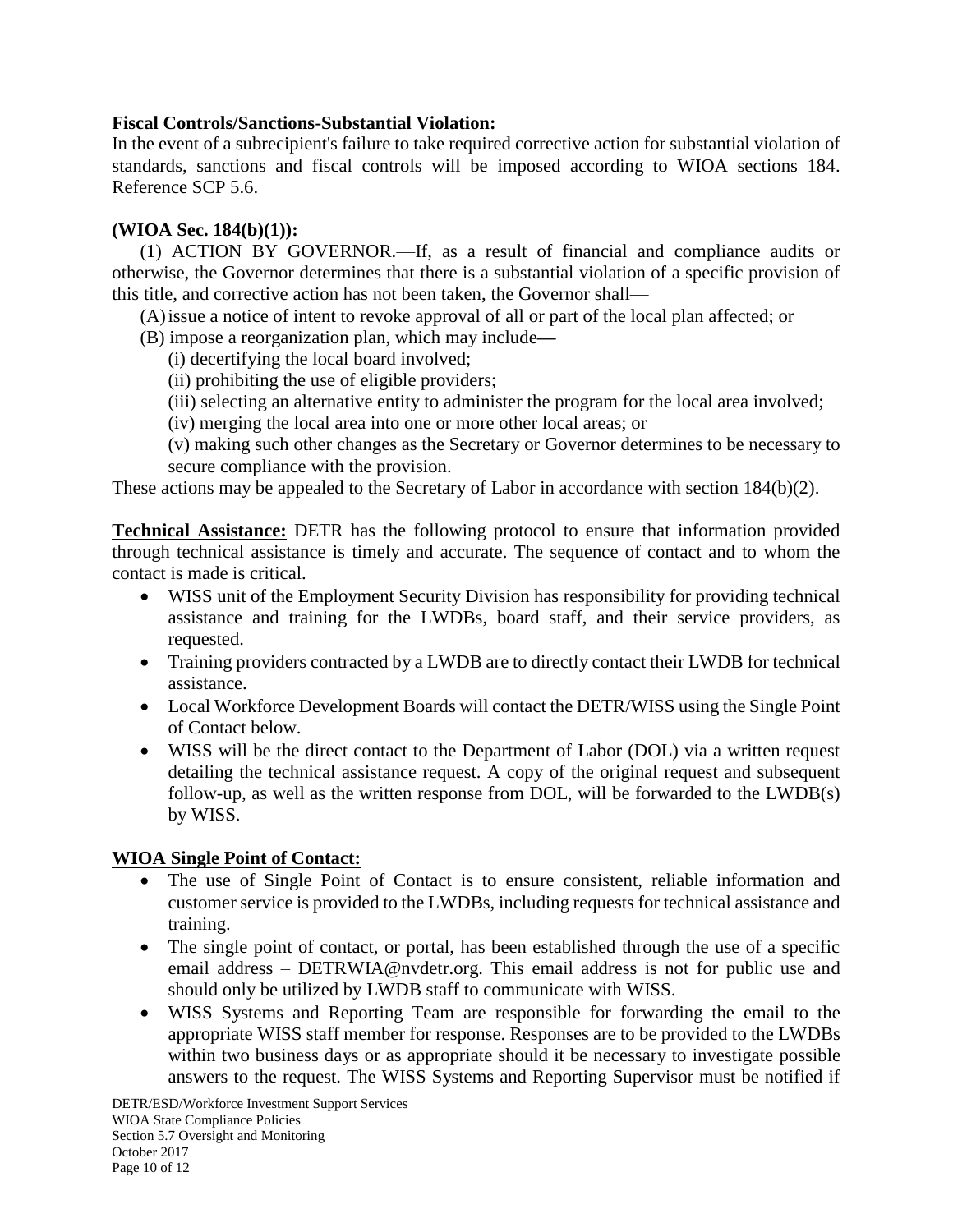**Fiscal Controls/Sanctions-Substantial Violation:**

In the event of a subrecipient's failure to take required corrective action for substantial violation of standards, sanctions and fiscal controls will be imposed according to WIOA sections 184. Reference SCP 5.6.

**(WIOA Sec. 184(b)(1)):**

(1) ACTION BY GOVERNOR.—If, as a result of financial and compliance audits or otherwise, the Governor determines that there is a substantial violation of a specific provision of this title, and corrective action has not been taken, the Governor shall—

(A) issue a notice of intent to revoke approval of all or part of the local plan affected; or

(B) impose a reorganization plan, which may include—

(i) decertifying the local board involved;

(ii) prohibiting the use of eligible providers;

(iii) selecting an alternative entity to administer the program for the local area involved;

(iv) merging the local area into one or more other local areas; or

(v) making such other changes as the Secretary or Governor determines to be necessary to secure compliance with the provision.

These actions may be appealed to the Secretary of Labor in accordance with section 184(b)(2).

**Technical Assistance:** DETR has the following protocol to ensure that information provided through technical assistance is timely and accurate. The sequence of contact and to whom the contact is made is critical.

- WISS unit of the Employment Security Division has responsibility for providing technical assistance and training for the LWDBs, board staff, and their service providers, as requested.
- Training providers contracted by a LWDB are to directly contact their LWDB for technical assistance.
- Local Workforce Development Boards will contact the DETR/WISS using the Single Point of Contact below.
- WISS will be the direct contact to the Department of Labor (DOL) via a written request detailing the technical assistance request. A copy of the original request and subsequent follow-up, as well as the written response from DOL, will be forwarded to the LWDB(s) by WISS.

**WIOA Single Point of Contact:**

- The use of Single Point of Contact is to ensure consistent, reliable information and customer service is provided to the LWDBs, including requests for technical assistance and training.
- The single point of contact, or portal, has been established through the use of a specific email address – DETRWIA@nvdetr.org. This email address is not for public use and should only be utilized by LWDB staff to communicate with WISS.
- WISS Systems and Reporting Team are responsible for forwarding the email to the appropriate WISS staff member for response. Responses are to be provided to the LWDBs within two business days or as appropriate should it be necessary to investigate possible answers to the request. The WISS Systems and Reporting Supervisor must be notified if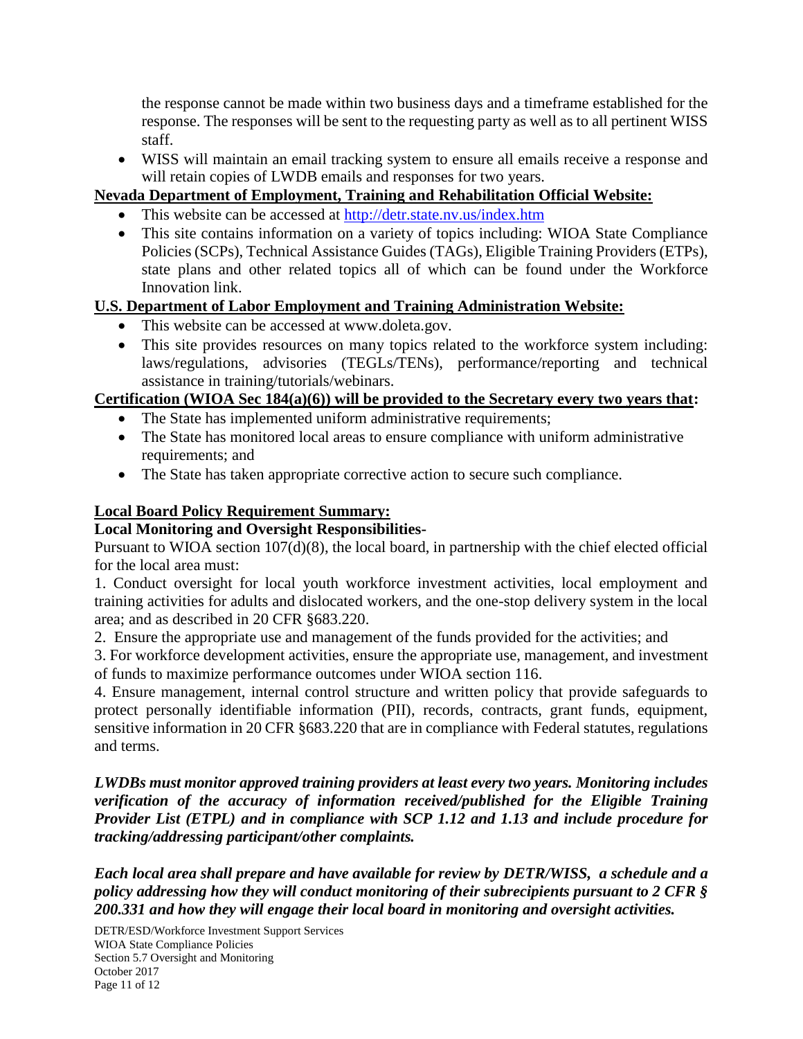the response cannot be made within two business days and a timeframe established for the response. The responses will be sent to the requesting party as well as to all pertinent WISS staff.

- WISS will maintain an email tracking system to ensure all emails receive a response and will retain copies of LWDB emails and responses for two years.

**Nevada Department of Employment, Training and Rehabilitation Official Website:**

- This website can be accessed at http://detr.state.nv.us/index.htm
- This site contains information on a variety of topics including: WIOA State Compliance Policies (SCPs), Technical Assistance Guides (TAGs), Eligible Training Providers (ETPs), state plans and other related topics all of which can be found under the Workforce Innovation link.

**U.S. Department of Labor Employment and Training Administration Website:**

- This website can be accessed at www.doleta.gov.
- This site provides resources on many topics related to the workforce system including: laws/regulations, advisories (TEGLs/TENs), performance/reporting and technical assistance in training/tutorials/webinars.

**Certification (WIOA Sec 184(a)(6)) will be provided to the Secretary every two years that:**

- The State has implemented uniform administrative requirements;
- The State has monitored local areas to ensure compliance with uniform administrative requirements; and
- The State has taken appropriate corrective action to secure such compliance.

**Local Board Policy Requirement Summary:**

**Local Monitoring and Oversight Responsibilities-**

Pursuant to WIOA section 107(d)(8), the local board, in partnership with the chief elected official for the local area must:

1. Conduct oversight for local youth workforce investment activities, local employment and training activities for adults and dislocated workers, and the one-stop delivery system in the local area; and as described in 20 CFR §683.220.
2. Ensure the appropriate use and management of the funds provided for the activities; and
3. For workforce development activities, ensure the appropriate use, management, and investment of funds to maximize performance outcomes under WIOA section 116.
4. Ensure management, internal control structure and written policy that provide safeguards to protect personally identifiable information (PII), records, contracts, grant funds, equipment, sensitive information in 20 CFR §683.220 that are in compliance with Federal statutes, regulations and terms.

***LWDBs must monitor approved training providers at least every two years. Monitoring includes verification of the accuracy of information received/published for the Eligible Training Provider List (ETPL) and in compliance with SCP 1.12 and 1.13 and include procedure for tracking/addressing participant/other complaints.***

***Each local area shall prepare and have available for review by DETR/WISS, a schedule and a policy addressing how they will conduct monitoring of their subrecipients pursuant to 2 CFR § 200.331 and how they will engage their local board in monitoring and oversight activities.***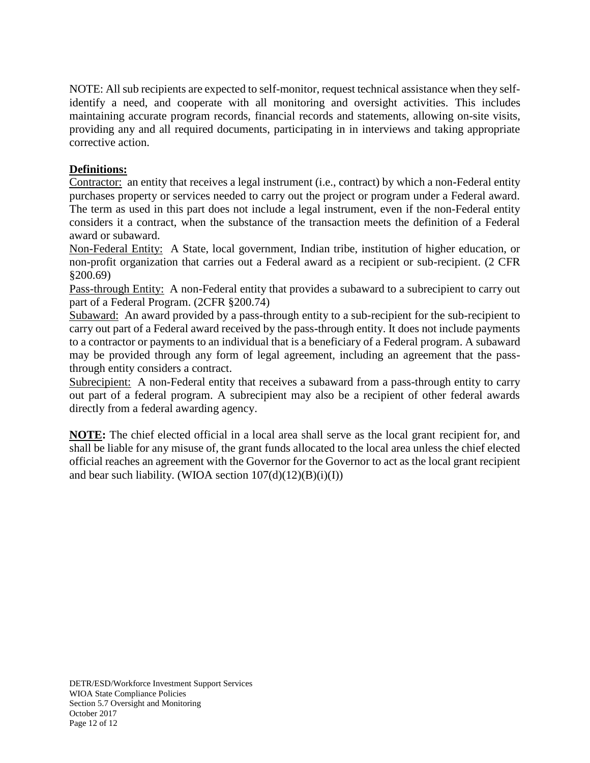NOTE: All sub recipients are expected to self-monitor, request technical assistance when they self-identify a need, and cooperate with all monitoring and oversight activities. This includes maintaining accurate program records, financial records and statements, allowing on-site visits, providing any and all required documents, participating in in interviews and taking appropriate corrective action.

**Definitions:**

Contractor: an entity that receives a legal instrument (i.e., contract) by which a non-Federal entity purchases property or services needed to carry out the project or program under a Federal award. The term as used in this part does not include a legal instrument, even if the non-Federal entity considers it a contract, when the substance of the transaction meets the definition of a Federal award or subaward.

Non-Federal Entity: A State, local government, Indian tribe, institution of higher education, or non-profit organization that carries out a Federal award as a recipient or sub-recipient. (2 CFR §200.69)

Pass-through Entity: A non-Federal entity that provides a subaward to a subrecipient to carry out part of a Federal Program. (2CFR §200.74)

Subaward: An award provided by a pass-through entity to a sub-recipient for the sub-recipient to carry out part of a Federal award received by the pass-through entity. It does not include payments to a contractor or payments to an individual that is a beneficiary of a Federal program. A subaward may be provided through any form of legal agreement, including an agreement that the pass-through entity considers a contract.

Subrecipient: A non-Federal entity that receives a subaward from a pass-through entity to carry out part of a federal program. A subrecipient may also be a recipient of other federal awards directly from a federal awarding agency.

**NOTE:** The chief elected official in a local area shall serve as the local grant recipient for, and shall be liable for any misuse of, the grant funds allocated to the local area unless the chief elected official reaches an agreement with the Governor for the Governor to act as the local grant recipient and bear such liability. (WIOA section 107(d)(12)(B)(i)(I))